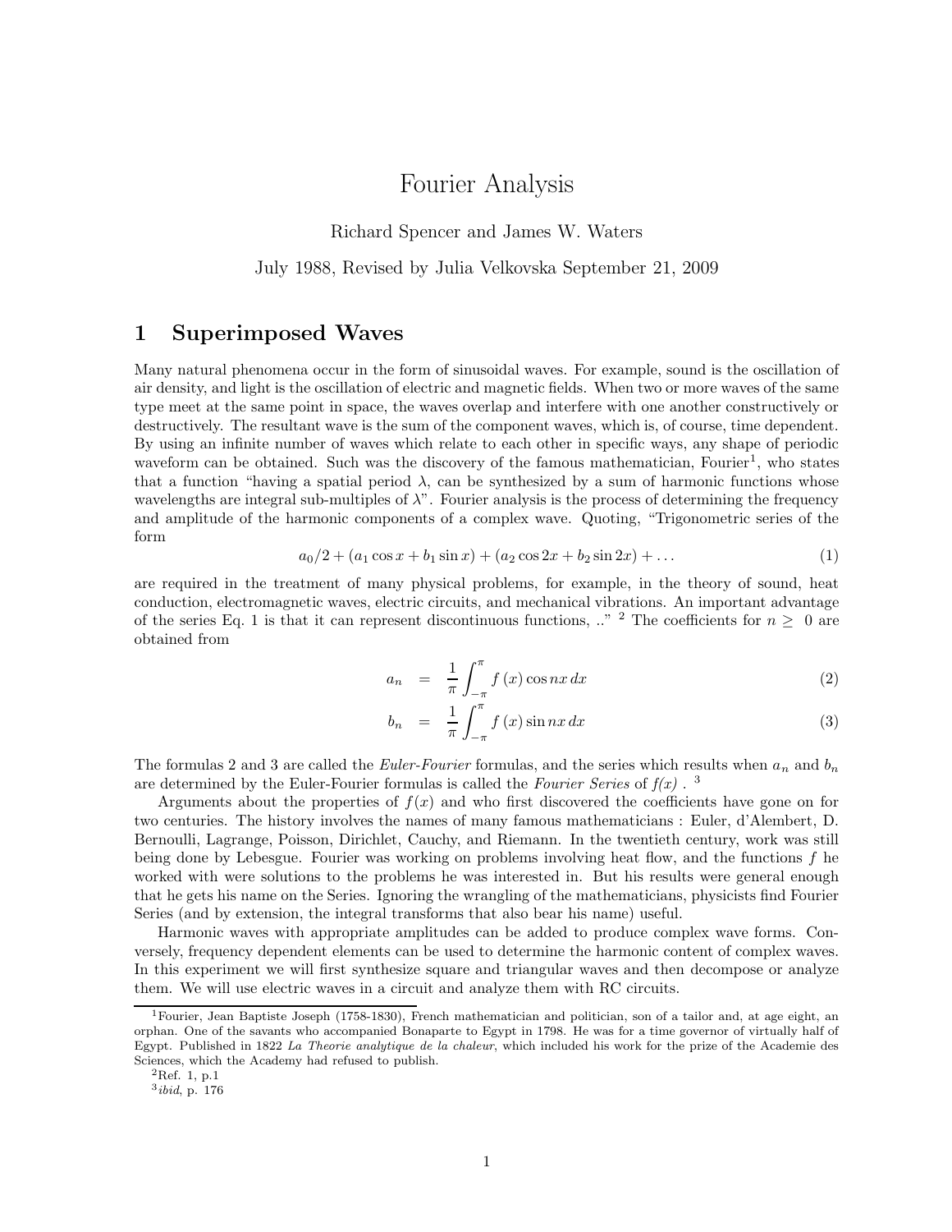# Fourier Analysis

Richard Spencer and James W. Waters

July 1988, Revised by Julia Velkovska September 21, 2009

## 1 Superimposed Waves

Many natural phenomena occur in the form of sinusoidal waves. For example, sound is the oscillation of air density, and light is the oscillation of electric and magnetic fields. When two or more waves of the same type meet at the same point in space, the waves overlap and interfere with one another constructively or destructively. The resultant wave is the sum of the component waves, which is, of course, time dependent. By using an infinite number of waves which relate to each other in specific ways, any shape of periodic waveform can be obtained. Such was the discovery of the famous mathematician, Fourier[1], who states that a function "having a spatial period $\lambda$, can be synthesized by a sum of harmonic functions whose wavelengths are integral sub-multiples of $\lambda$". Fourier analysis is the process of determining the frequency and amplitude of the harmonic components of a complex wave. Quoting, "Trigonometric series of the form

$$a_0/2 + (a_1 \cos x + b_1 \sin x) + (a_2 \cos 2x + b_2 \sin 2x) + \ldots \tag{1}$$

are required in the treatment of many physical problems, for example, in the theory of sound, heat conduction, electromagnetic waves, electric circuits, and mechanical vibrations. An important advantage of the series Eq. 1 is that it can represent discontinuous functions, .." [2] The coefficients for $n \geq 0$ are obtained from

$$a_n = \frac{1}{\pi} \int_{-\pi}^{\pi} f(x) \cos nx \, dx \tag{2}$$

$$b_n = \frac{1}{\pi} \int_{-\pi}^{\pi} f(x) \sin nx \, dx \tag{3}$$

The formulas 2 and 3 are called the *Euler-Fourier* formulas, and the series which results when $a_n$ and $b_n$ are determined by the Euler-Fourier formulas is called the *Fourier Series of f(x)* . [3]

Arguments about the properties of $f(x)$ and who first discovered the coefficients have gone on for two centuries. The history involves the names of many famous mathematicians : Euler, d'Alembert, D. Bernoulli, Lagrange, Poisson, Dirichlet, Cauchy, and Riemann. In the twentieth century, work was still being done by Lebesgue. Fourier was working on problems involving heat flow, and the functions $f$ he worked with were solutions to the problems he was interested in. But his results were general enough that he gets his name on the Series. Ignoring the wrangling of the mathematicians, physicists find Fourier Series (and by extension, the integral transforms that also bear his name) useful.

Harmonic waves with appropriate amplitudes can be added to produce complex wave forms. Conversely, frequency dependent elements can be used to determine the harmonic content of complex waves. In this experiment we will first synthesize square and triangular waves and then decompose or analyze them. We will use electric waves in a circuit and analyze them with RC circuits.

---

[1] Fourier, Jean Baptiste Joseph (1758-1830), French mathematician and politician, son of a tailor and, at age eight, an orphan. One of the savants who accompanied Bonaparte to Egypt in 1798. He was for a time governor of virtually half of Egypt. Published in 1822 *La Theorie analytique de la chaleur*, which included his work for the prize of the Academie des Sciences, which the Academy had refused to publish.

[2] Ref. 1, p.1

[3] *ibid*, p. 176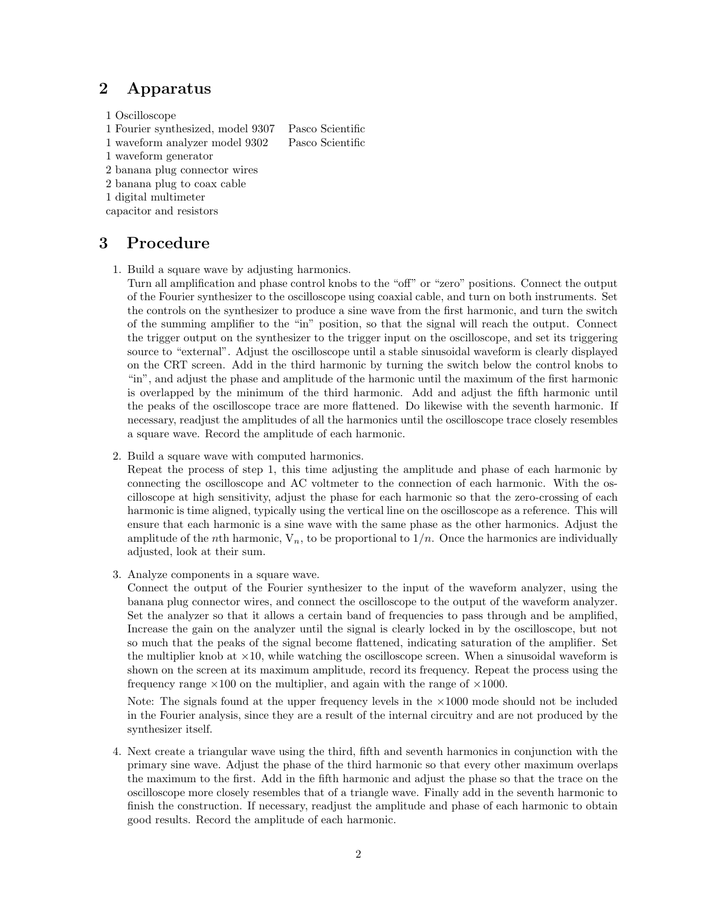## 2 Apparatus

1 Oscilloscope
1 Fourier synthesized, model 9307 Pasco Scientific
1 waveform analyzer model 9302 Pasco Scientific
1 waveform generator
2 banana plug connector wires
2 banana plug to coax cable
1 digital multimeter
capacitor and resistors

## 3 Procedure

1. Build a square wave by adjusting harmonics.
   Turn all amplification and phase control knobs to the "off" or "zero" positions. Connect the output of the Fourier synthesizer to the oscilloscope using coaxial cable, and turn on both instruments. Set the controls on the synthesizer to produce a sine wave from the first harmonic, and turn the switch of the summing amplifier to the "in" position, so that the signal will reach the output. Connect the trigger output on the synthesizer to the trigger input on the oscilloscope, and set its triggering source to "external". Adjust the oscilloscope until a stable sinusoidal waveform is clearly displayed on the CRT screen. Add in the third harmonic by turning the switch below the control knobs to "in", and adjust the phase and amplitude of the harmonic until the maximum of the first harmonic is overlapped by the minimum of the third harmonic. Add and adjust the fifth harmonic until the peaks of the oscilloscope trace are more flattened. Do likewise with the seventh harmonic. If necessary, readjust the amplitudes of all the harmonics until the oscilloscope trace closely resembles a square wave. Record the amplitude of each harmonic.

2. Build a square wave with computed harmonics.
   Repeat the process of step 1, this time adjusting the amplitude and phase of each harmonic by connecting the oscilloscope and AC voltmeter to the connection of each harmonic. With the oscilloscope at high sensitivity, adjust the phase for each harmonic so that the zero-crossing of each harmonic is time aligned, typically using the vertical line on the oscilloscope as a reference. This will ensure that each harmonic is a sine wave with the same phase as the other harmonics. Adjust the amplitude of the $n$th harmonic, $V_n$, to be proportional to $1/n$. Once the harmonics are individually adjusted, look at their sum.

3. Analyze components in a square wave.
   Connect the output of the Fourier synthesizer to the input of the waveform analyzer, using the banana plug connector wires, and connect the oscilloscope to the output of the waveform analyzer. Set the analyzer so that it allows a certain band of frequencies to pass through and be amplified, Increase the gain on the analyzer until the signal is clearly locked in by the oscilloscope, but not so much that the peaks of the signal become flattened, indicating saturation of the amplifier. Set the multiplier knob at $\times 10$, while watching the oscilloscope screen. When a sinusoidal waveform is shown on the screen at its maximum amplitude, record its frequency. Repeat the process using the frequency range $\times 100$ on the multiplier, and again with the range of $\times 1000$.

   Note: The signals found at the upper frequency levels in the $\times 1000$ mode should not be included in the Fourier analysis, since they are a result of the internal circuitry and are not produced by the synthesizer itself.

4. Next create a triangular wave using the third, fifth and seventh harmonics in conjunction with the primary sine wave. Adjust the phase of the third harmonic so that every other maximum overlaps the maximum to the first. Add in the fifth harmonic and adjust the phase so that the trace on the oscilloscope more closely resembles that of a triangle wave. Finally add in the seventh harmonic to finish the construction. If necessary, readjust the amplitude and phase of each harmonic to obtain good results. Record the amplitude of each harmonic.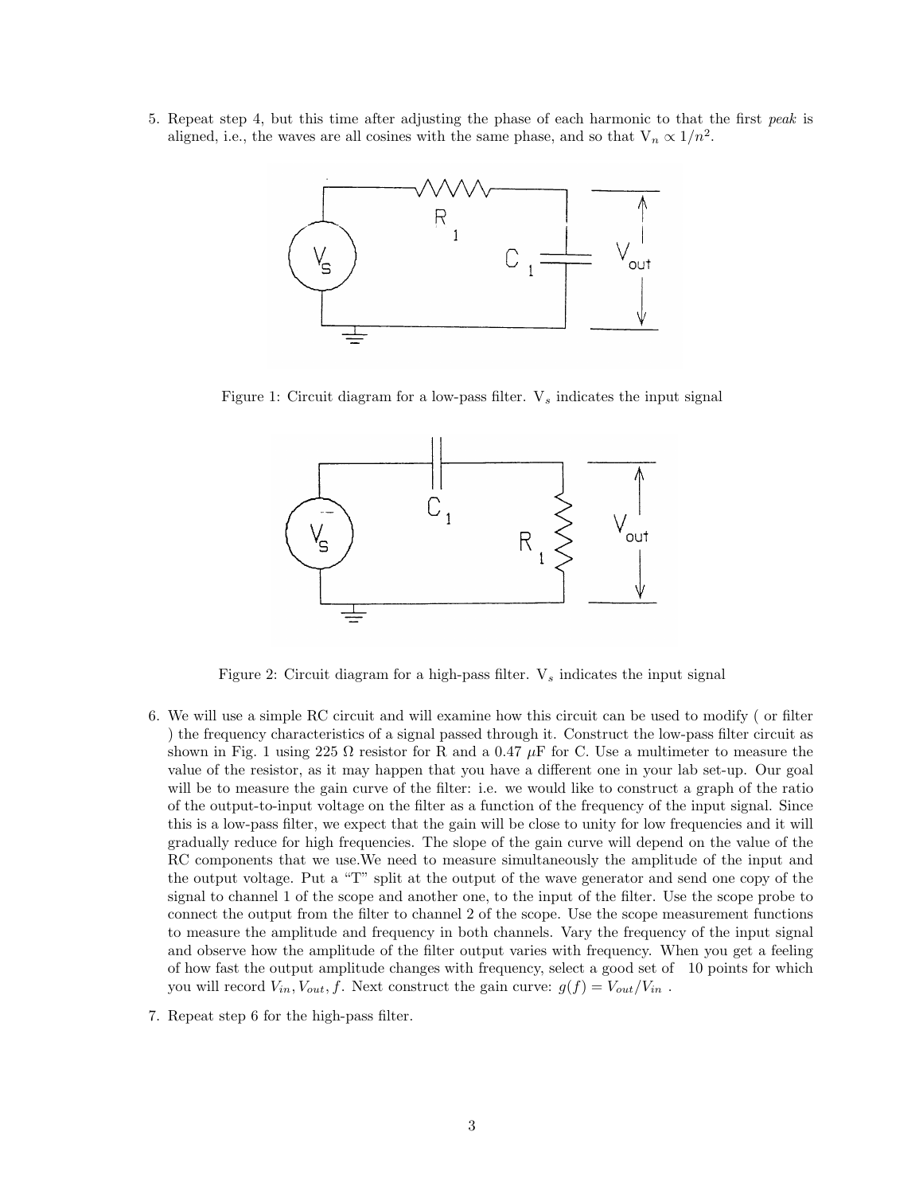5. Repeat step 4, but this time after adjusting the phase of each harmonic to that the first *peak* is aligned, i.e., the waves are all cosines with the same phase, and so that $V_n \propto 1/n^2$.

Figure 1: Circuit diagram for a low-pass filter. $V_s$ indicates the input signal

Figure 2: Circuit diagram for a high-pass filter. $V_s$ indicates the input signal

6. We will use a simple RC circuit and will examine how this circuit can be used to modify ( or filter ) the frequency characteristics of a signal passed through it. Construct the low-pass filter circuit as shown in Fig. 1 using 225 $\Omega$ resistor for R and a 0.47 $\mu$F for C. Use a multimeter to measure the value of the resistor, as it may happen that you have a different one in your lab set-up. Our goal will be to measure the gain curve of the filter: i.e. we would like to construct a graph of the ratio of the output-to-input voltage on the filter as a function of the frequency of the input signal. Since this is a low-pass filter, we expect that the gain will be close to unity for low frequencies and it will gradually reduce for high frequencies. The slope of the gain curve will depend on the value of the RC components that we use.We need to measure simultaneously the amplitude of the input and the output voltage. Put a "T" split at the output of the wave generator and send one copy of the signal to channel 1 of the scope and another one, to the input of the filter. Use the scope probe to connect the output from the filter to channel 2 of the scope. Use the scope measurement functions to measure the amplitude and frequency in both channels. Vary the frequency of the input signal and observe how the amplitude of the filter output varies with frequency. When you get a feeling of how fast the output amplitude changes with frequency, select a good set of 10 points for which you will record $V_{in}, V_{out}, f$. Next construct the gain curve: $g(f) = V_{out}/V_{in}$ .

7. Repeat step 6 for the high-pass filter.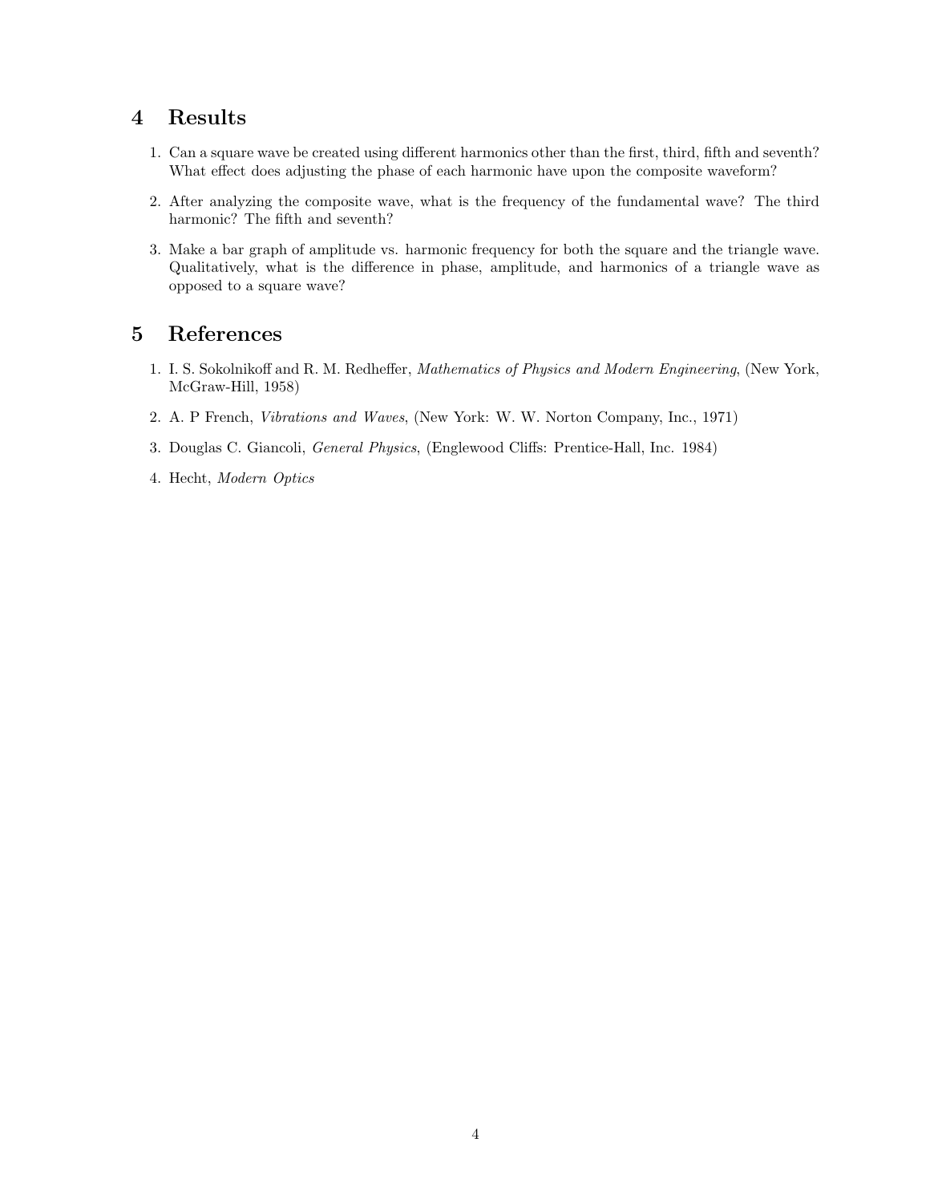## 4 Results

1. Can a square wave be created using different harmonics other than the first, third, fifth and seventh? What effect does adjusting the phase of each harmonic have upon the composite waveform?

2. After analyzing the composite wave, what is the frequency of the fundamental wave? The third harmonic? The fifth and seventh?

3. Make a bar graph of amplitude vs. harmonic frequency for both the square and the triangle wave. Qualitatively, what is the difference in phase, amplitude, and harmonics of a triangle wave as opposed to a square wave?

## 5 References

1. I. S. Sokolnikoff and R. M. Redheffer, *Mathematics of Physics and Modern Engineering*, (New York, McGraw-Hill, 1958)

2. A. P French, *Vibrations and Waves*, (New York: W. W. Norton Company, Inc., 1971)

3. Douglas C. Giancoli, *General Physics*, (Englewood Cliffs: Prentice-Hall, Inc. 1984)

4. Hecht, *Modern Optics*